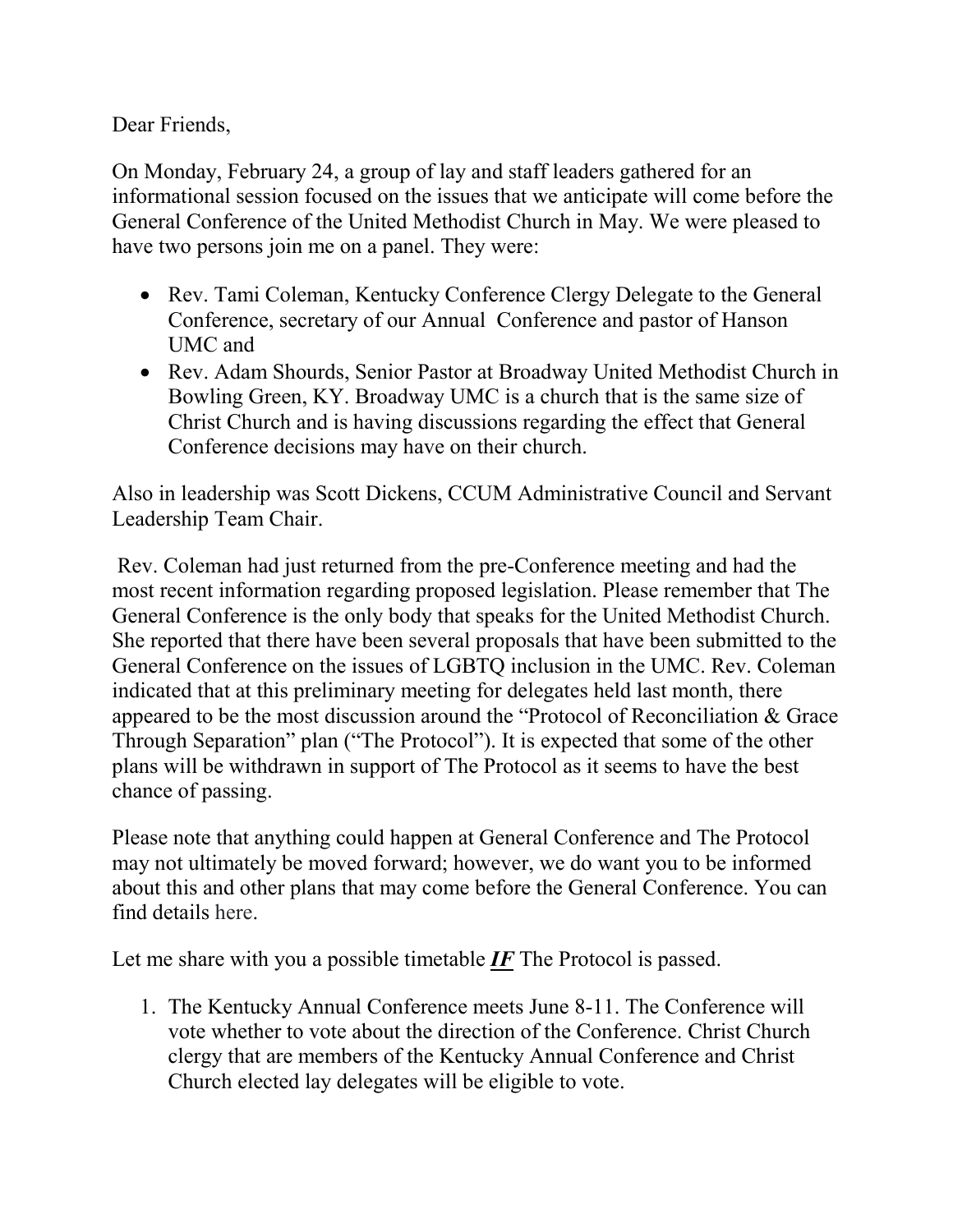Dear Friends,

On Monday, February 24, a group of lay and staff leaders gathered for an informational session focused on the issues that we anticipate will come before the General Conference of the United Methodist Church in May. We were pleased to have two persons join me on a panel. They were:

- Rev. Tami Coleman, Kentucky Conference Clergy Delegate to the General Conference, secretary of our Annual Conference and pastor of Hanson UMC and
- Rev. Adam Shourds, Senior Pastor at Broadway United Methodist Church in Bowling Green, KY. Broadway UMC is a church that is the same size of Christ Church and is having discussions regarding the effect that General Conference decisions may have on their church.

Also in leadership was Scott Dickens, CCUM Administrative Council and Servant Leadership Team Chair.

Rev. Coleman had just returned from the pre-Conference meeting and had the most recent information regarding proposed legislation. Please remember that The General Conference is the only body that speaks for the United Methodist Church. She reported that there have been several proposals that have been submitted to the General Conference on the issues of LGBTQ inclusion in the UMC. Rev. Coleman indicated that at this preliminary meeting for delegates held last month, there appeared to be the most discussion around the "Protocol of Reconciliation & Grace Through Separation" plan ("The Protocol"). It is expected that some of the other plans will be withdrawn in support of The Protocol as it seems to have the best chance of passing.

Please note that anything could happen at General Conference and The Protocol may not ultimately be moved forward; however, we do want you to be informed about this and other plans that may come before the General Conference. You can find details here.

Let me share with you a possible timetable ***IF*** The Protocol is passed.

1. The Kentucky Annual Conference meets June 8-11. The Conference will vote whether to vote about the direction of the Conference. Christ Church clergy that are members of the Kentucky Annual Conference and Christ Church elected lay delegates will be eligible to vote.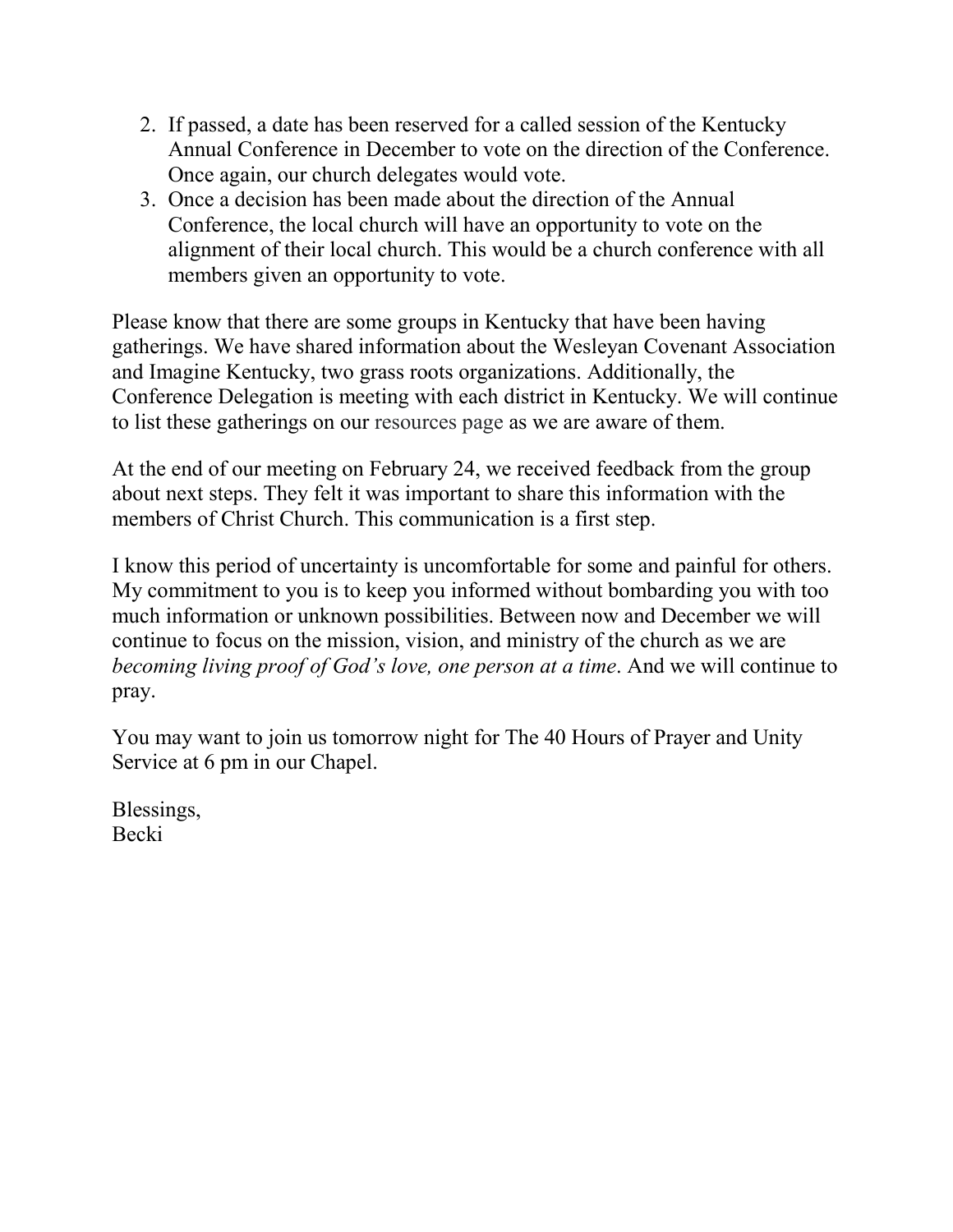2. If passed, a date has been reserved for a called session of the Kentucky Annual Conference in December to vote on the direction of the Conference. Once again, our church delegates would vote.
3. Once a decision has been made about the direction of the Annual Conference, the local church will have an opportunity to vote on the alignment of their local church. This would be a church conference with all members given an opportunity to vote.

Please know that there are some groups in Kentucky that have been having gatherings. We have shared information about the Wesleyan Covenant Association and Imagine Kentucky, two grass roots organizations. Additionally, the Conference Delegation is meeting with each district in Kentucky. We will continue to list these gatherings on our resources page as we are aware of them.

At the end of our meeting on February 24, we received feedback from the group about next steps. They felt it was important to share this information with the members of Christ Church. This communication is a first step.

I know this period of uncertainty is uncomfortable for some and painful for others. My commitment to you is to keep you informed without bombarding you with too much information or unknown possibilities. Between now and December we will continue to focus on the mission, vision, and ministry of the church as we are *becoming living proof of God's love, one person at a time*. And we will continue to pray.

You may want to join us tomorrow night for The 40 Hours of Prayer and Unity Service at 6 pm in our Chapel.

Blessings,
Becki